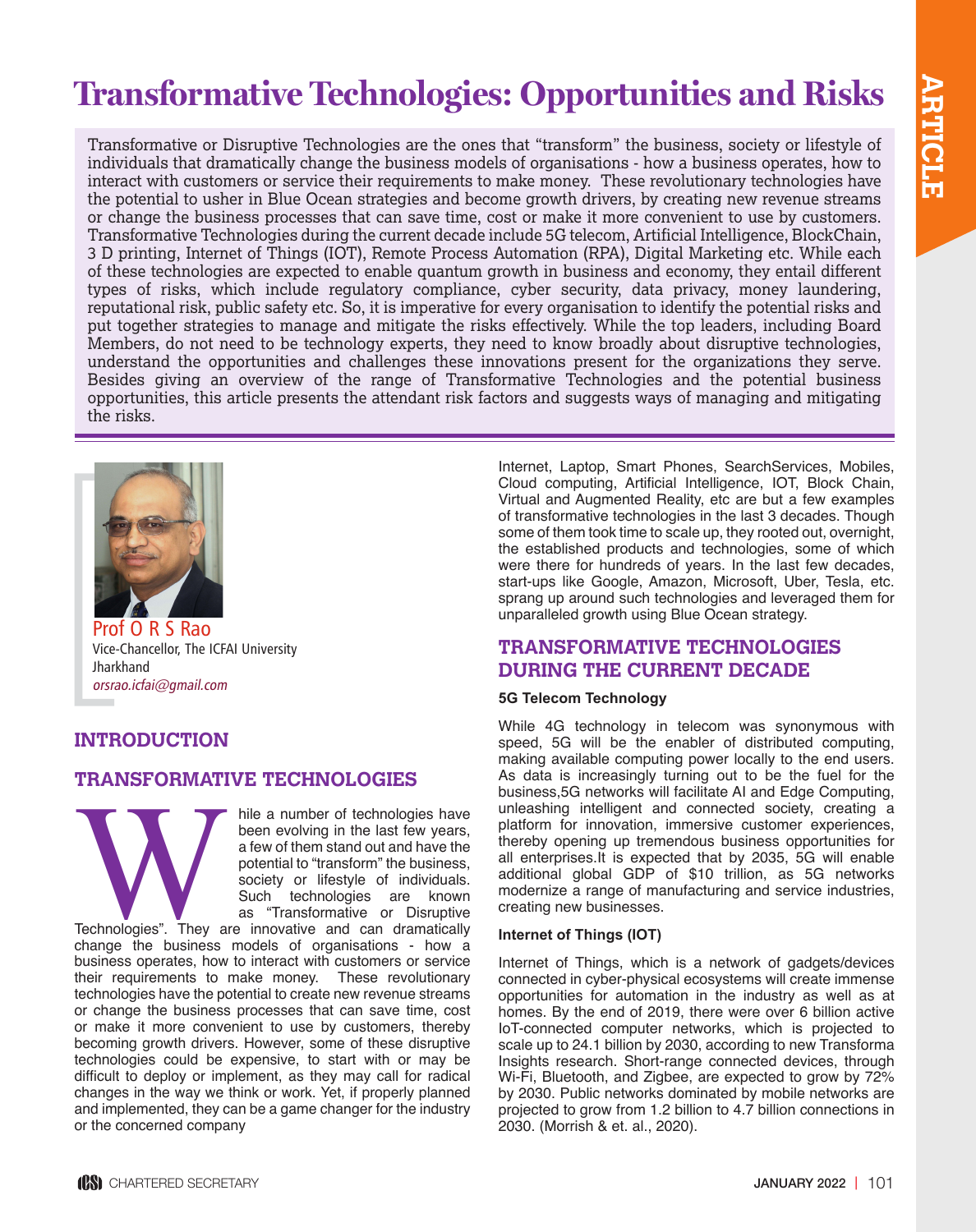# Transformative Technologies: Opportunities and Risks

Transformative or Disruptive Technologies are the ones that "transform" the business, society or lifestyle of individuals that dramatically change the business models of organisations - how a business operates, how to interact with customers or service their requirements to make money. These revolutionary technologies have the potential to usher in Blue Ocean strategies and become growth drivers, by creating new revenue streams or change the business processes that can save time, cost or make it more convenient to use by customers. Transformative Technologies during the current decade include 5G telecom, Artificial Intelligence, BlockChain, 3 D printing, Internet of Things (IOT), Remote Process Automation (RPA), Digital Marketing etc. While each of these technologies are expected to enable quantum growth in business and economy, they entail different types of risks, which include regulatory compliance, cyber security, data privacy, money laundering, reputational risk, public safety etc. So, it is imperative for every organisation to identify the potential risks and put together strategies to manage and mitigate the risks effectively. While the top leaders, including Board Members, do not need to be technology experts, they need to know broadly about disruptive technologies, understand the opportunities and challenges these innovations present for the organizations they serve. Besides giving an overview of the range of Transformative Technologies and the potential business opportunities, this article presents the attendant risk factors and suggests ways of managing and mitigating the risks.

**Prof O R S Rao**
Vice-Chancellor, The ICFAI University Jharkhand
*orsrao.icfai@gmail.com*

## INTRODUCTION

## TRANSFORMATIVE TECHNOLOGIES

While a number of technologies have been evolving in the last few years, a few of them stand out and have the potential to "transform" the business, society or lifestyle of individuals. Such technologies are known as "Transformative or Disruptive Technologies". They are innovative and can dramatically change the business models of organisations - how a business operates, how to interact with customers or service their requirements to make money. These revolutionary technologies have the potential to create new revenue streams or change the business processes that can save time, cost or make it more convenient to use by customers, thereby becoming growth drivers. However, some of these disruptive technologies could be expensive, to start with or may be difficult to deploy or implement, as they may call for radical changes in the way we think or work. Yet, if properly planned and implemented, they can be a game changer for the industry or the concerned company

Internet, Laptop, Smart Phones, SearchServices, Mobiles, Cloud computing, Artificial Intelligence, IOT, Block Chain, Virtual and Augmented Reality, etc are but a few examples of transformative technologies in the last 3 decades. Though some of them took time to scale up, they rooted out, overnight, the established products and technologies, some of which were there for hundreds of years. In the last few decades, start-ups like Google, Amazon, Microsoft, Uber, Tesla, etc. sprang up around such technologies and leveraged them for unparalleled growth using Blue Ocean strategy.

## TRANSFORMATIVE TECHNOLOGIES DURING THE CURRENT DECADE

### 5G Telecom Technology

While 4G technology in telecom was synonymous with speed, 5G will be the enabler of distributed computing, making available computing power locally to the end users. As data is increasingly turning out to be the fuel for the business,5G networks will facilitate AI and Edge Computing, unleashing intelligent and connected society, creating a platform for innovation, immersive customer experiences, thereby opening up tremendous business opportunities for all enterprises.It is expected that by 2035, 5G will enable additional global GDP of $10 trillion, as 5G networks modernize a range of manufacturing and service industries, creating new businesses.

### Internet of Things (IOT)

Internet of Things, which is a network of gadgets/devices connected in cyber-physical ecosystems will create immense opportunities for automation in the industry as well as at homes. By the end of 2019, there were over 6 billion active IoT-connected computer networks, which is projected to scale up to 24.1 billion by 2030, according to new Transforma Insights research. Short-range connected devices, through Wi-Fi, Bluetooth, and Zigbee, are expected to grow by 72% by 2030. Public networks dominated by mobile networks are projected to grow from 1.2 billion to 4.7 billion connections in 2030. (Morrish & et. al., 2020).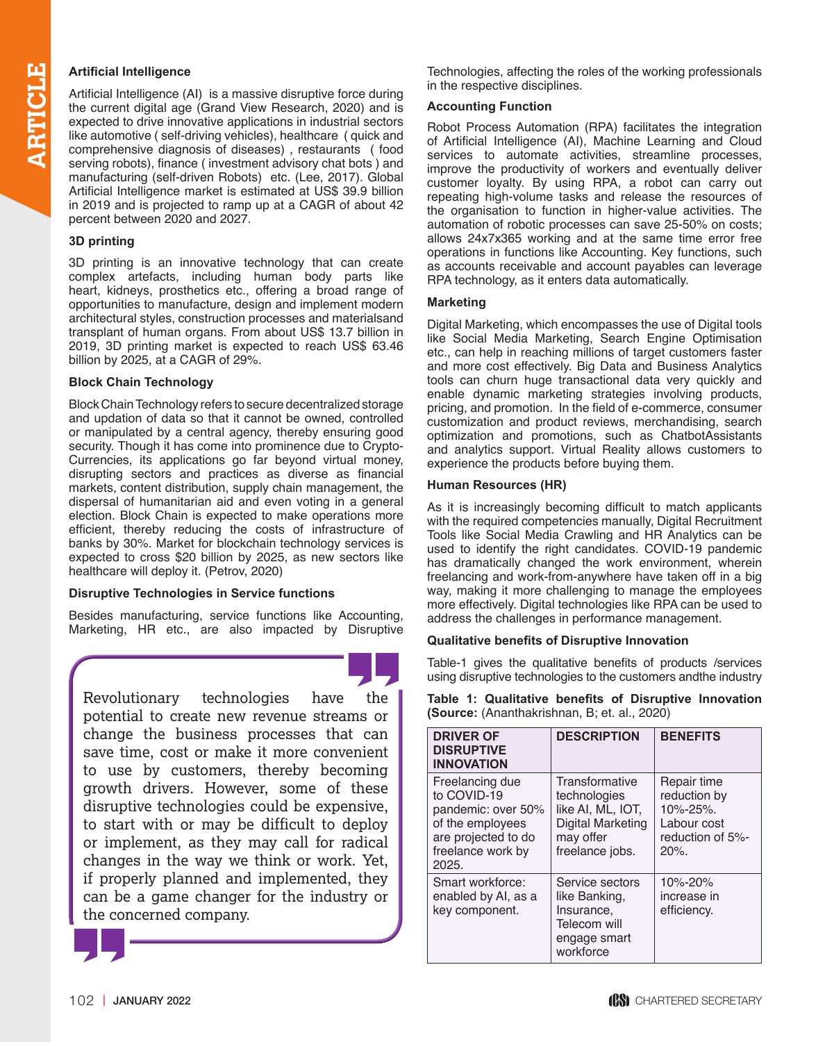### Artificial Intelligence

Artificial Intelligence (AI) is a massive disruptive force during the current digital age (Grand View Research, 2020) and is expected to drive innovative applications in industrial sectors like automotive ( self-driving vehicles), healthcare ( quick and comprehensive diagnosis of diseases) , restaurants ( food serving robots), finance ( investment advisory chat bots ) and manufacturing (self-driven Robots) etc. (Lee, 2017). Global Artificial Intelligence market is estimated at US$ 39.9 billion in 2019 and is projected to ramp up at a CAGR of about 42 percent between 2020 and 2027.

### 3D printing

3D printing is an innovative technology that can create complex artefacts, including human body parts like heart, kidneys, prosthetics etc., offering a broad range of opportunities to manufacture, design and implement modern architectural styles, construction processes and materialsand transplant of human organs. From about US$ 13.7 billion in 2019, 3D printing market is expected to reach US$ 63.46 billion by 2025, at a CAGR of 29%.

### Block Chain Technology

Block Chain Technology refers to secure decentralized storage and updation of data so that it cannot be owned, controlled or manipulated by a central agency, thereby ensuring good security. Though it has come into prominence due to Crypto-Currencies, its applications go far beyond virtual money, disrupting sectors and practices as diverse as financial markets, content distribution, supply chain management, the dispersal of humanitarian aid and even voting in a general election. Block Chain is expected to make operations more efficient, thereby reducing the costs of infrastructure of banks by 30%. Market for blockchain technology services is expected to cross $20 billion by 2025, as new sectors like healthcare will deploy it. (Petrov, 2020)

### Disruptive Technologies in Service functions

Besides manufacturing, service functions like Accounting, Marketing, HR etc., are also impacted by Disruptive Technologies, affecting the roles of the working professionals in the respective disciplines.

> Revolutionary technologies have the potential to create new revenue streams or change the business processes that can save time, cost or make it more convenient to use by customers, thereby becoming growth drivers. However, some of these disruptive technologies could be expensive, to start with or may be difficult to deploy or implement, as they may call for radical changes in the way we think or work. Yet, if properly planned and implemented, they can be a game changer for the industry or the concerned company.

### Accounting Function

Robot Process Automation (RPA) facilitates the integration of Artificial Intelligence (AI), Machine Learning and Cloud services to automate activities, streamline processes, improve the productivity of workers and eventually deliver customer loyalty. By using RPA, a robot can carry out repeating high-volume tasks and release the resources of the organisation to function in higher-value activities. The automation of robotic processes can save 25-50% on costs; allows 24x7x365 working and at the same time error free operations in functions like Accounting. Key functions, such as accounts receivable and account payables can leverage RPA technology, as it enters data automatically.

### Marketing

Digital Marketing, which encompasses the use of Digital tools like Social Media Marketing, Search Engine Optimisation etc., can help in reaching millions of target customers faster and more cost effectively. Big Data and Business Analytics tools can churn huge transactional data very quickly and enable dynamic marketing strategies involving products, pricing, and promotion. In the field of e-commerce, consumer customization and product reviews, merchandising, search optimization and promotions, such as ChatbotAssistants and analytics support. Virtual Reality allows customers to experience the products before buying them.

### Human Resources (HR)

As it is increasingly becoming difficult to match applicants with the required competencies manually, Digital Recruitment Tools like Social Media Crawling and HR Analytics can be used to identify the right candidates. COVID-19 pandemic has dramatically changed the work environment, wherein freelancing and work-from-anywhere have taken off in a big way, making it more challenging to manage the employees more effectively. Digital technologies like RPA can be used to address the challenges in performance management.

### Qualitative benefits of Disruptive Innovation

Table-1 gives the qualitative benefits of products /services using disruptive technologies to the customers andthe industry

**Table 1: Qualitative benefits of Disruptive Innovation (Source:** (Ananthakrishnan, B; et. al., 2020)

| DRIVER OF DISRUPTIVE INNOVATION | DESCRIPTION | BENEFITS |
|---|---|---|
| Freelancing due to COVID-19 pandemic: over 50% of the employees are projected to do freelance work by 2025. | Transformative technologies like AI, ML, IOT, Digital Marketing may offer freelance jobs. | Repair time reduction by 10%-25%. Labour cost reduction of 5%-20%. |
| Smart workforce: enabled by AI, as a key component. | Service sectors like Banking, Insurance, Telecom will engage smart workforce | 10%-20% increase in efficiency. |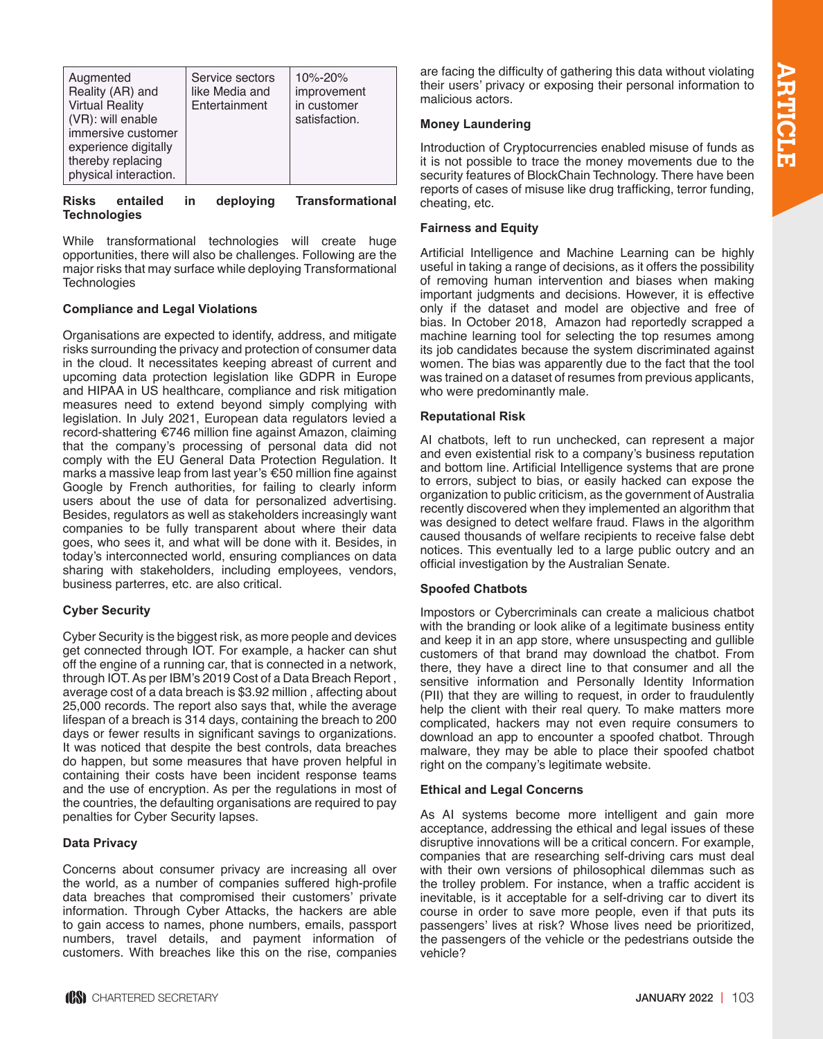| Augmented Reality (AR) and Virtual Reality (VR): will enable immersive customer experience digitally thereby replacing physical interaction. | Service sectors like Media and Entertainment | 10%-20% improvement in customer satisfaction. |
|---|---|---|

**Risks entailed in deploying Transformational Technologies**

While transformational technologies will create huge opportunities, there will also be challenges. Following are the major risks that may surface while deploying Transformational Technologies

**Compliance and Legal Violations**

Organisations are expected to identify, address, and mitigate risks surrounding the privacy and protection of consumer data in the cloud. It necessitates keeping abreast of current and upcoming data protection legislation like GDPR in Europe and HIPAA in US healthcare, compliance and risk mitigation measures need to extend beyond simply complying with legislation. In July 2021, European data regulators levied a record-shattering €746 million fine against Amazon, claiming that the company's processing of personal data did not comply with the EU General Data Protection Regulation. It marks a massive leap from last year's €50 million fine against Google by French authorities, for failing to clearly inform users about the use of data for personalized advertising. Besides, regulators as well as stakeholders increasingly want companies to be fully transparent about where their data goes, who sees it, and what will be done with it. Besides, in today's interconnected world, ensuring compliances on data sharing with stakeholders, including employees, vendors, business parterres, etc. are also critical.

**Cyber Security**

Cyber Security is the biggest risk, as more people and devices get connected through IOT. For example, a hacker can shut off the engine of a running car, that is connected in a network, through IOT. As per IBM's 2019 Cost of a Data Breach Report , average cost of a data breach is $3.92 million , affecting about 25,000 records. The report also says that, while the average lifespan of a breach is 314 days, containing the breach to 200 days or fewer results in significant savings to organizations. It was noticed that despite the best controls, data breaches do happen, but some measures that have proven helpful in containing their costs have been incident response teams and the use of encryption. As per the regulations in most of the countries, the defaulting organisations are required to pay penalties for Cyber Security lapses.

**Data Privacy**

Concerns about consumer privacy are increasing all over the world, as a number of companies suffered high-profile data breaches that compromised their customers' private information. Through Cyber Attacks, the hackers are able to gain access to names, phone numbers, emails, passport numbers, travel details, and payment information of customers. With breaches like this on the rise, companies are facing the difficulty of gathering this data without violating their users' privacy or exposing their personal information to malicious actors.

**Money Laundering**

Introduction of Cryptocurrencies enabled misuse of funds as it is not possible to trace the money movements due to the security features of BlockChain Technology. There have been reports of cases of misuse like drug trafficking, terror funding, cheating, etc.

**Fairness and Equity**

Artificial Intelligence and Machine Learning can be highly useful in taking a range of decisions, as it offers the possibility of removing human intervention and biases when making important judgments and decisions. However, it is effective only if the dataset and model are objective and free of bias. In October 2018, Amazon had reportedly scrapped a machine learning tool for selecting the top resumes among its job candidates because the system discriminated against women. The bias was apparently due to the fact that the tool was trained on a dataset of resumes from previous applicants, who were predominantly male.

**Reputational Risk**

AI chatbots, left to run unchecked, can represent a major and even existential risk to a company's business reputation and bottom line. Artificial Intelligence systems that are prone to errors, subject to bias, or easily hacked can expose the organization to public criticism, as the government of Australia recently discovered when they implemented an algorithm that was designed to detect welfare fraud. Flaws in the algorithm caused thousands of welfare recipients to receive false debt notices. This eventually led to a large public outcry and an official investigation by the Australian Senate.

**Spoofed Chatbots**

Impostors or Cybercriminals can create a malicious chatbot with the branding or look alike of a legitimate business entity and keep it in an app store, where unsuspecting and gullible customers of that brand may download the chatbot. From there, they have a direct line to that consumer and all the sensitive information and Personally Identity Information (PII) that they are willing to request, in order to fraudulently help the client with their real query. To make matters more complicated, hackers may not even require consumers to download an app to encounter a spoofed chatbot. Through malware, they may be able to place their spoofed chatbot right on the company's legitimate website.

**Ethical and Legal Concerns**

As AI systems become more intelligent and gain more acceptance, addressing the ethical and legal issues of these disruptive innovations will be a critical concern. For example, companies that are researching self-driving cars must deal with their own versions of philosophical dilemmas such as the trolley problem. For instance, when a traffic accident is inevitable, is it acceptable for a self-driving car to divert its course in order to save more people, even if that puts its passengers' lives at risk? Whose lives need be prioritized, the passengers of the vehicle or the pedestrians outside the vehicle?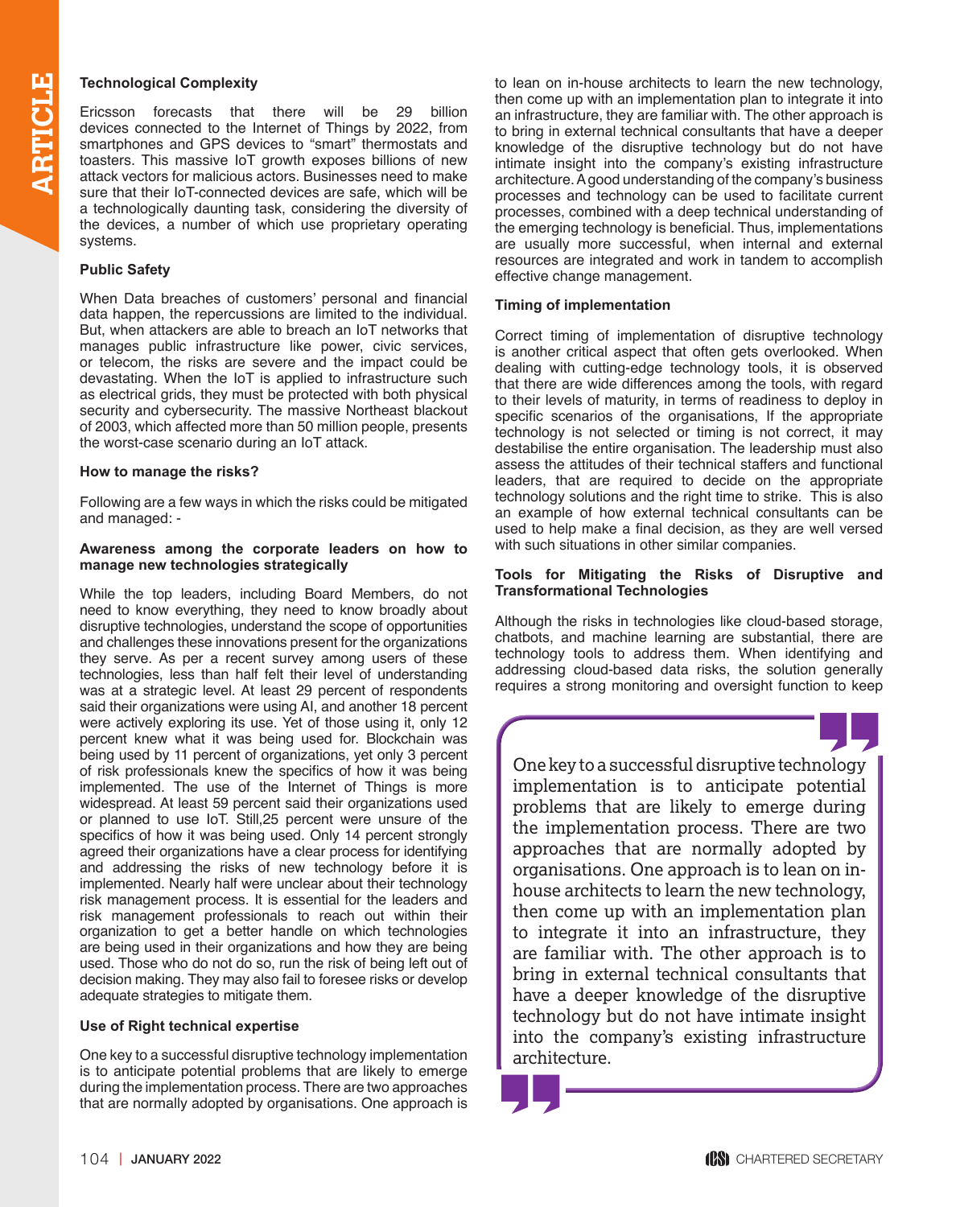**Technological Complexity**

Ericsson forecasts that there will be 29 billion devices connected to the Internet of Things by 2022, from smartphones and GPS devices to "smart" thermostats and toasters. This massive IoT growth exposes billions of new attack vectors for malicious actors. Businesses need to make sure that their IoT-connected devices are safe, which will be a technologically daunting task, considering the diversity of the devices, a number of which use proprietary operating systems.

**Public Safety**

When Data breaches of customers' personal and financial data happen, the repercussions are limited to the individual. But, when attackers are able to breach an IoT networks that manages public infrastructure like power, civic services, or telecom, the risks are severe and the impact could be devastating. When the IoT is applied to infrastructure such as electrical grids, they must be protected with both physical security and cybersecurity. The massive Northeast blackout of 2003, which affected more than 50 million people, presents the worst-case scenario during an IoT attack.

**How to manage the risks?**

Following are a few ways in which the risks could be mitigated and managed: -

**Awareness among the corporate leaders on how to manage new technologies strategically**

While the top leaders, including Board Members, do not need to know everything, they need to know broadly about disruptive technologies, understand the scope of opportunities and challenges these innovations present for the organizations they serve. As per a recent survey among users of these technologies, less than half felt their level of understanding was at a strategic level. At least 29 percent of respondents said their organizations were using AI, and another 18 percent were actively exploring its use. Yet of those using it, only 12 percent knew what it was being used for. Blockchain was being used by 11 percent of organizations, yet only 3 percent of risk professionals knew the specifics of how it was being implemented. The use of the Internet of Things is more widespread. At least 59 percent said their organizations used or planned to use IoT. Still,25 percent were unsure of the specifics of how it was being used. Only 14 percent strongly agreed their organizations have a clear process for identifying and addressing the risks of new technology before it is implemented. Nearly half were unclear about their technology risk management process. It is essential for the leaders and risk management professionals to reach out within their organization to get a better handle on which technologies are being used in their organizations and how they are being used. Those who do not do so, run the risk of being left out of decision making. They may also fail to foresee risks or develop adequate strategies to mitigate them.

**Use of Right technical expertise**

One key to a successful disruptive technology implementation is to anticipate potential problems that are likely to emerge during the implementation process. There are two approaches that are normally adopted by organisations. One approach is to lean on in-house architects to learn the new technology, then come up with an implementation plan to integrate it into an infrastructure, they are familiar with. The other approach is to bring in external technical consultants that have a deeper knowledge of the disruptive technology but do not have intimate insight into the company's existing infrastructure architecture. A good understanding of the company's business processes and technology can be used to facilitate current processes, combined with a deep technical understanding of the emerging technology is beneficial. Thus, implementations are usually more successful, when internal and external resources are integrated and work in tandem to accomplish effective change management.

**Timing of implementation**

Correct timing of implementation of disruptive technology is another critical aspect that often gets overlooked. When dealing with cutting-edge technology tools, it is observed that there are wide differences among the tools, with regard to their levels of maturity, in terms of readiness to deploy in specific scenarios of the organisations, If the appropriate technology is not selected or timing is not correct, it may destabilise the entire organisation. The leadership must also assess the attitudes of their technical staffers and functional leaders, that are required to decide on the appropriate technology solutions and the right time to strike. This is also an example of how external technical consultants can be used to help make a final decision, as they are well versed with such situations in other similar companies.

**Tools for Mitigating the Risks of Disruptive and Transformational Technologies**

Although the risks in technologies like cloud-based storage, chatbots, and machine learning are substantial, there are technology tools to address them. When identifying and addressing cloud-based data risks, the solution generally requires a strong monitoring and oversight function to keep

> One key to a successful disruptive technology implementation is to anticipate potential problems that are likely to emerge during the implementation process. There are two approaches that are normally adopted by organisations. One approach is to lean on in-house architects to learn the new technology, then come up with an implementation plan to integrate it into an infrastructure, they are familiar with. The other approach is to bring in external technical consultants that have a deeper knowledge of the disruptive technology but do not have intimate insight into the company's existing infrastructure architecture.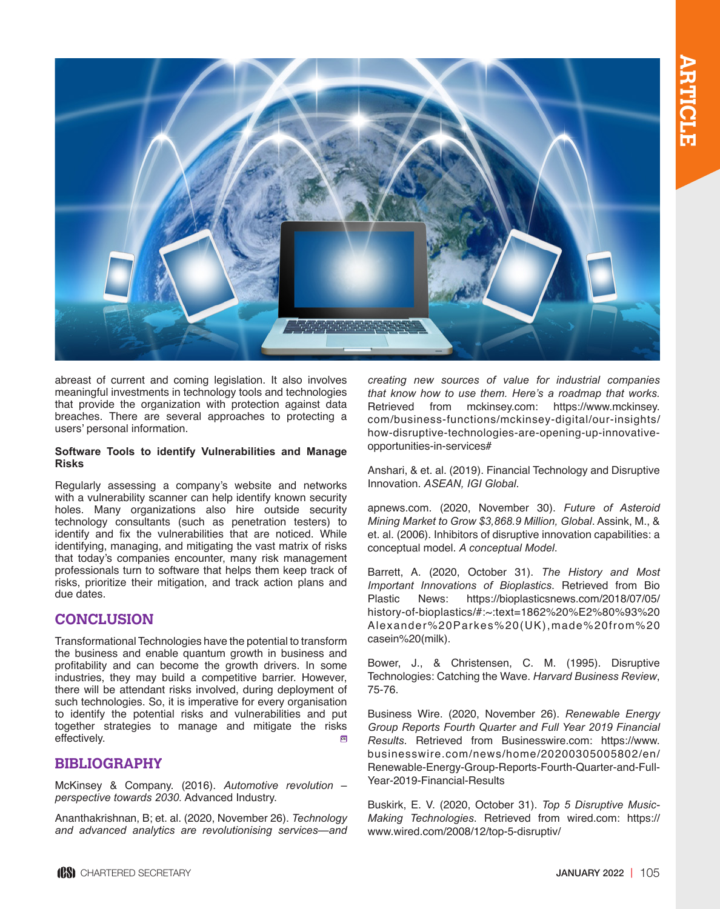abreast of current and coming legislation. It also involves meaningful investments in technology tools and technologies that provide the organization with protection against data breaches. There are several approaches to protecting a users' personal information.

**Software Tools to identify Vulnerabilities and Manage Risks**

Regularly assessing a company's website and networks with a vulnerability scanner can help identify known security holes. Many organizations also hire outside security technology consultants (such as penetration testers) to identify and fix the vulnerabilities that are noticed. While identifying, managing, and mitigating the vast matrix of risks that today's companies encounter, many risk management professionals turn to software that helps them keep track of risks, prioritize their mitigation, and track action plans and due dates.

## CONCLUSION

Transformational Technologies have the potential to transform the business and enable quantum growth in business and profitability and can become the growth drivers. In some industries, they may build a competitive barrier. However, there will be attendant risks involved, during deployment of such technologies. So, it is imperative for every organisation to identify the potential risks and vulnerabilities and put together strategies to manage and mitigate the risks effectively.

## BIBLIOGRAPHY

McKinsey & Company. (2016). *Automotive revolution – perspective towards 2030.* Advanced Industry.

Ananthakrishnan, B; et. al. (2020, November 26). *Technology and advanced analytics are revolutionising services—and creating new sources of value for industrial companies that know how to use them. Here's a roadmap that works.* Retrieved from mckinsey.com: https://www.mckinsey.com/business-functions/mckinsey-digital/our-insights/how-disruptive-technologies-are-opening-up-innovative-opportunities-in-services#

Anshari, & et. al. (2019). Financial Technology and Disruptive Innovation. *ASEAN, IGI Global*.

apnews.com. (2020, November 30). *Future of Asteroid Mining Market to Grow $3,868.9 Million, Global*. Assink, M., & et. al. (2006). Inhibitors of disruptive innovation capabilities: a conceptual model. *A conceptual Model*.

Barrett, A. (2020, October 31). *The History and Most Important Innovations of Bioplastics.* Retrieved from Bio Plastic News: https://bioplasticsnews.com/2018/07/05/history-of-bioplastics/#:~:text=1862%20%E2%80%93%20Alexander%20Parkes%20(UK),made%20from%20casein%20(milk).

Bower, J., & Christensen, C. M. (1995). Disruptive Technologies: Catching the Wave. *Harvard Business Review*, 75-76.

Business Wire. (2020, November 26). *Renewable Energy Group Reports Fourth Quarter and Full Year 2019 Financial Results*. Retrieved from Businesswire.com: https://www.businesswire.com/news/home/20200305005802/en/Renewable-Energy-Group-Reports-Fourth-Quarter-and-Full-Year-2019-Financial-Results

Buskirk, E. V. (2020, October 31). *Top 5 Disruptive Music-Making Technologies*. Retrieved from wired.com: https://www.wired.com/2008/12/top-5-disruptiv/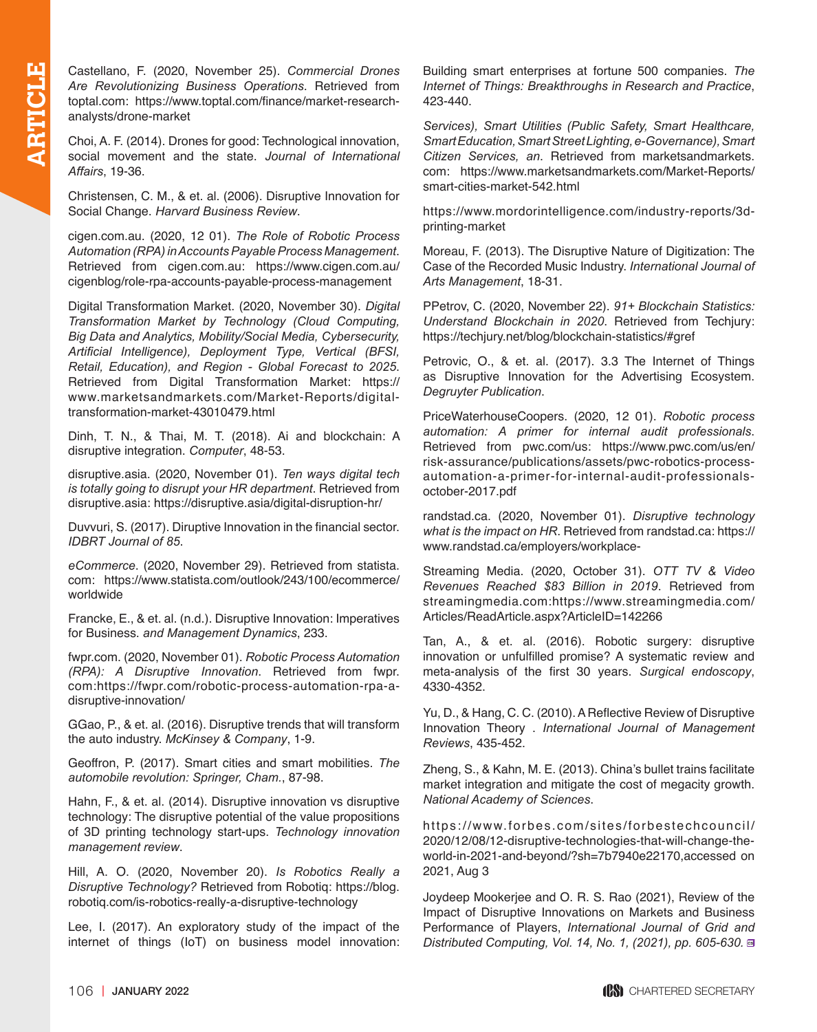Castellano, F. (2020, November 25). *Commercial Drones Are Revolutionizing Business Operations*. Retrieved from toptal.com: https://www.toptal.com/finance/market-research-analysts/drone-market

Choi, A. F. (2014). Drones for good: Technological innovation, social movement and the state. *Journal of International Affairs*, 19-36.

Christensen, C. M., & et. al. (2006). Disruptive Innovation for Social Change. *Harvard Business Review*.

cigen.com.au. (2020, 12 01). *The Role of Robotic Process Automation (RPA) in Accounts Payable Process Management*. Retrieved from cigen.com.au: https://www.cigen.com.au/cigenblog/role-rpa-accounts-payable-process-management

Digital Transformation Market. (2020, November 30). *Digital Transformation Market by Technology (Cloud Computing, Big Data and Analytics, Mobility/Social Media, Cybersecurity, Artificial Intelligence), Deployment Type, Vertical (BFSI, Retail, Education), and Region - Global Forecast to 2025*. Retrieved from Digital Transformation Market: https://www.marketsandmarkets.com/Market-Reports/digital-transformation-market-43010479.html

Dinh, T. N., & Thai, M. T. (2018). Ai and blockchain: A disruptive integration. *Computer*, 48-53.

disruptive.asia. (2020, November 01). *Ten ways digital tech is totally going to disrupt your HR department*. Retrieved from disruptive.asia: https://disruptive.asia/digital-disruption-hr/

Duvvuri, S. (2017). Diruptive Innovation in the financial sector. *IDBRT Journal of 85*.

*eCommerce*. (2020, November 29). Retrieved from statista.com: https://www.statista.com/outlook/243/100/ecommerce/worldwide

Francke, E., & et. al. (n.d.). Disruptive Innovation: Imperatives for Business. *and Management Dynamics*, 233.

fwpr.com. (2020, November 01). *Robotic Process Automation (RPA): A Disruptive Innovation*. Retrieved from fwpr.com:https://fwpr.com/robotic-process-automation-rpa-a-disruptive-innovation/

GGao, P., & et. al. (2016). Disruptive trends that will transform the auto industry. *McKinsey & Company*, 1-9.

Geoffron, P. (2017). Smart cities and smart mobilities. *The automobile revolution: Springer, Cham.*, 87-98.

Hahn, F., & et. al. (2014). Disruptive innovation vs disruptive technology: The disruptive potential of the value propositions of 3D printing technology start-ups. *Technology innovation management review*.

Hill, A. O. (2020, November 20). *Is Robotics Really a Disruptive Technology?* Retrieved from Robotiq: https://blog.robotiq.com/is-robotics-really-a-disruptive-technology

Lee, I. (2017). An exploratory study of the impact of the internet of things (IoT) on business model innovation: Building smart enterprises at fortune 500 companies. *The Internet of Things: Breakthroughs in Research and Practice*, 423-440.

*Services), Smart Utilities (Public Safety, Smart Healthcare, Smart Education, Smart Street Lighting, e-Governance), Smart Citizen Services, an*. Retrieved from marketsandmarkets.com: https://www.marketsandmarkets.com/Market-Reports/smart-cities-market-542.html

https://www.mordorintelligence.com/industry-reports/3d-printing-market

Moreau, F. (2013). The Disruptive Nature of Digitization: The Case of the Recorded Music Industry. *International Journal of Arts Management*, 18-31.

PPetrov, C. (2020, November 22). *91+ Blockchain Statistics: Understand Blockchain in 2020*. Retrieved from Techjury: https://techjury.net/blog/blockchain-statistics/#gref

Petrovic, O., & et. al. (2017). 3.3 The Internet of Things as Disruptive Innovation for the Advertising Ecosystem. *Degruyter Publication*.

PriceWaterhouseCoopers. (2020, 12 01). *Robotic process automation: A primer for internal audit professionals*. Retrieved from pwc.com/us: https://www.pwc.com/us/en/risk-assurance/publications/assets/pwc-robotics-process-automation-a-primer-for-internal-audit-professionals-october-2017.pdf

randstad.ca. (2020, November 01). *Disruptive technology what is the impact on HR*. Retrieved from randstad.ca: https://www.randstad.ca/employers/workplace-

Streaming Media. (2020, October 31). *OTT TV & Video Revenues Reached $83 Billion in 2019*. Retrieved from streamingmedia.com:https://www.streamingmedia.com/Articles/ReadArticle.aspx?ArticleID=142266

Tan, A., & et. al. (2016). Robotic surgery: disruptive innovation or unfulfilled promise? A systematic review and meta-analysis of the first 30 years. *Surgical endoscopy*, 4330-4352.

Yu, D., & Hang, C. C. (2010). A Reflective Review of Disruptive Innovation Theory . *International Journal of Management Reviews*, 435-452.

Zheng, S., & Kahn, M. E. (2013). China's bullet trains facilitate market integration and mitigate the cost of megacity growth. *National Academy of Sciences*.

https://www.forbes.com/sites/forbestechcouncil/2020/12/08/12-disruptive-technologies-that-will-change-the-world-in-2021-and-beyond/?sh=7b7940e22170,accessed on 2021, Aug 3

Joydeep Mookerjee and O. R. S. Rao (2021), Review of the Impact of Disruptive Innovations on Markets and Business Performance of Players, *International Journal of Grid and Distributed Computing, Vol. 14, No. 1, (2021), pp. 605-630.*